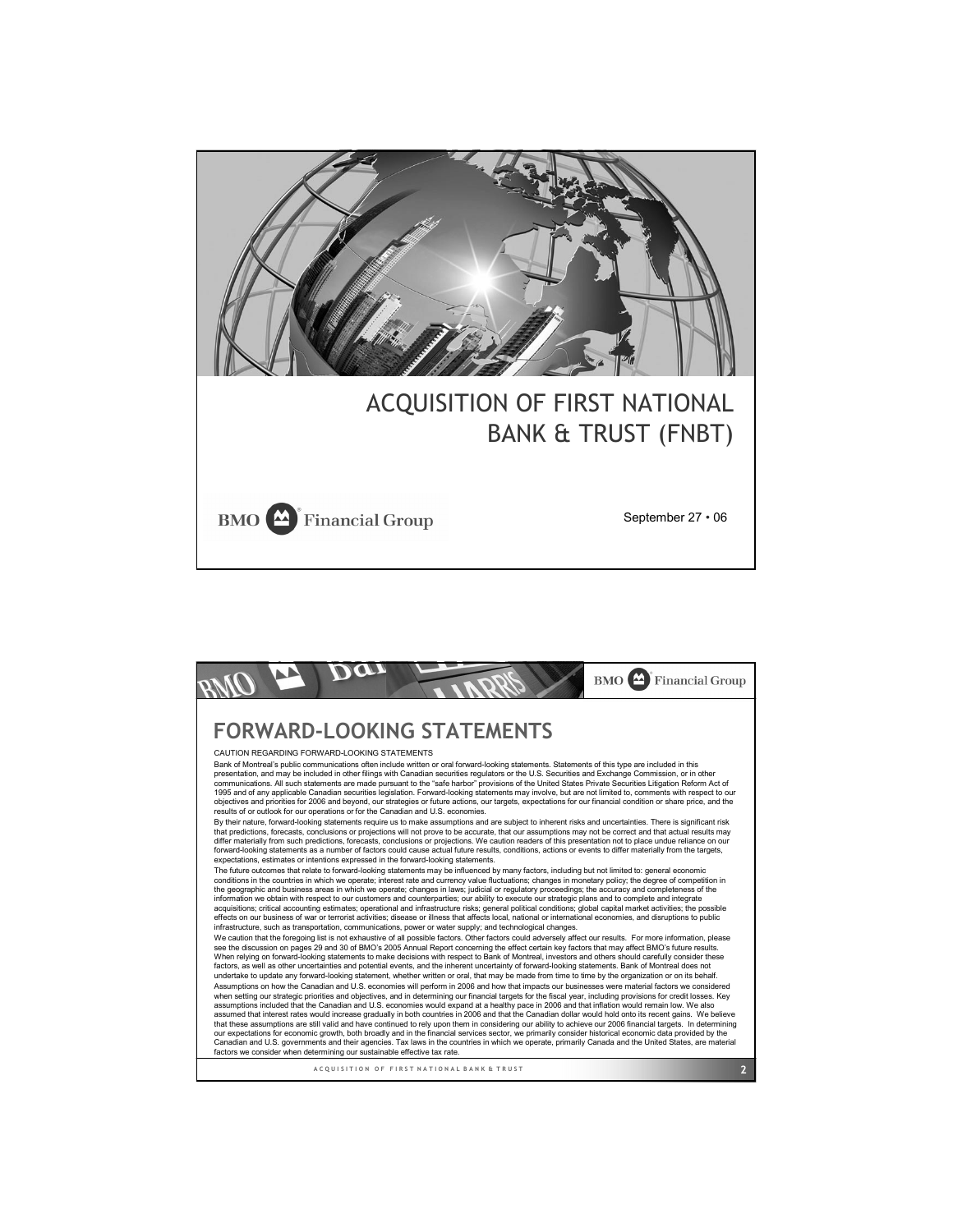# ACQUISITION OF FIRST NATIONAL BANK & TRUST (FNBT)

BMO Financial Group

September 27 • 06

---

BMO Financial Group

## FORWARD-LOOKING STATEMENTS

CAUTION REGARDING FORWARD-LOOKING STATEMENTS

Bank of Montreal's public communications often include written or oral forward-looking statements. Statements of this type are included in this presentation, and may be included in other filings with Canadian securities regulators or the U.S. Securities and Exchange Commission, or in other communications. All such statements are made pursuant to the "safe harbor" provisions of the United States Private Securities Litigation Reform Act of 1995 and of any applicable Canadian securities legislation. Forward-looking statements may involve, but are not limited to, comments with respect to our objectives and priorities for 2006 and beyond, our strategies or future actions, our targets, expectations for our financial condition or share price, and the results of or outlook for our operations or for the Canadian and U.S. economies.

By their nature, forward-looking statements require us to make assumptions and are subject to inherent risks and uncertainties. There is significant risk that predictions, forecasts, conclusions or projections will not prove to be accurate, that our assumptions may not be correct and that actual results may differ materially from such predictions, forecasts, conclusions or projections. We caution readers of this presentation not to place undue reliance on our forward-looking statements as a number of factors could cause actual future results, conditions, actions or events to differ materially from the targets, expectations, estimates or intentions expressed in the forward-looking statements.

The future outcomes that relate to forward-looking statements may be influenced by many factors, including but not limited to: general economic conditions in the countries in which we operate; interest rate and currency value fluctuations; changes in monetary policy; the degree of competition in the geographic and business areas in which we operate; changes in laws; judicial or regulatory proceedings; the accuracy and completeness of the information we obtain with respect to our customers and counterparties; our ability to execute our strategic plans and to complete and integrate acquisitions; critical accounting estimates; operational and infrastructure risks; general political conditions; global capital market activities; the possible effects on our business of war or terrorist activities; disease or illness that affects local, national or international economies, and disruptions to public infrastructure, such as transportation, communications, power or water supply; and technological changes.

We caution that the foregoing list is not exhaustive of all possible factors. Other factors could adversely affect our results. For more information, please see the discussion on pages 29 and 30 of BMO's 2005 Annual Report concerning the effect certain key factors that may affect BMO's future results. When relying on forward-looking statements to make decisions with respect to Bank of Montreal, investors and others should carefully consider these factors, as well as other uncertainties and potential events, and the inherent uncertainty of forward-looking statements. Bank of Montreal does not undertake to update any forward-looking statement, whether written or oral, that may be made from time to time by the organization or on its behalf.

Assumptions on how the Canadian and U.S. economies will perform in 2006 and how that impacts our businesses were material factors we considered when setting our strategic priorities and objectives, and in determining our financial targets for the fiscal year, including provisions for credit losses. Key assumptions included that the Canadian and U.S. economies would expand at a healthy pace in 2006 and that inflation would remain low. We also assumed that interest rates would increase gradually in both countries in 2006 and that the Canadian dollar would hold onto its recent gains. We believe that these assumptions are still valid and have continued to rely upon them in considering our ability to achieve our 2006 financial targets. In determining our expectations for economic growth, both broadly and in the financial services sector, we primarily consider historical economic data provided by the Canadian and U.S. governments and their agencies. Tax laws in the countries in which we operate, primarily Canada and the United States, are material factors we consider when determining our sustainable effective tax rate.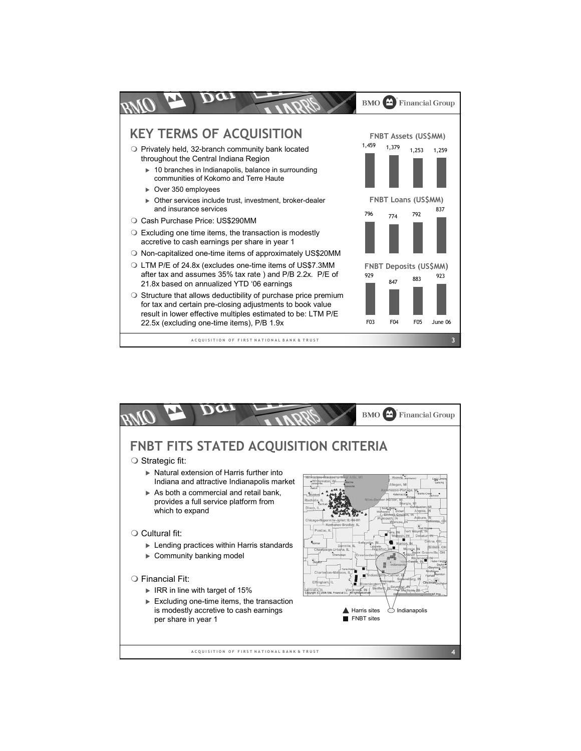## KEY TERMS OF ACQUISITION

- Privately held, 32-branch community bank located throughout the Central Indiana Region
  - 10 branches in Indianapolis, balance in surrounding communities of Kokomo and Terre Haute
  - Over 350 employees
  - Other services include trust, investment, broker-dealer and insurance services
- Cash Purchase Price: US$290MM
- Excluding one time items, the transaction is modestly accretive to cash earnings per share in year 1
- Non-capitalized one-time items of approximately US$20MM
- LTM P/E of 24.8x (excludes one-time items of US$7.3MM after tax and assumes 35% tax rate ) and P/B 2.2x. P/E of 21.8x based on annualized YTD '06 earnings
- Structure that allows deductibility of purchase price premium for tax and certain pre-closing adjustments to book value result in lower effective multiples estimated to be: LTM P/E 22.5x (excluding one-time items), P/B 1.9x

| | F03 | F04 | F05 | June 06 |
|---|---|---|---|---|
| FNBT Assets (US$MM) | 1,459 | 1,379 | 1,253 | 1,259 |
| FNBT Loans (US$MM) | 796 | 774 | 792 | 837 |
| FNBT Deposits (US$MM) | 929 | 847 | 883 | 923 |

## FNBT FITS STATED ACQUISITION CRITERIA

- Strategic fit:
  - Natural extension of Harris further into Indiana and attractive Indianapolis market
  - As both a commercial and retail bank, provides a full service platform from which to expand
- Cultural fit:
  - Lending practices within Harris standards
  - Community banking model
- Financial Fit:
  - IRR in line with target of 15%
  - Excluding one-time items, the transaction is modestly accretive to cash earnings per share in year 1

▲ Harris sites ◯ Indianapolis
■ FNBT sites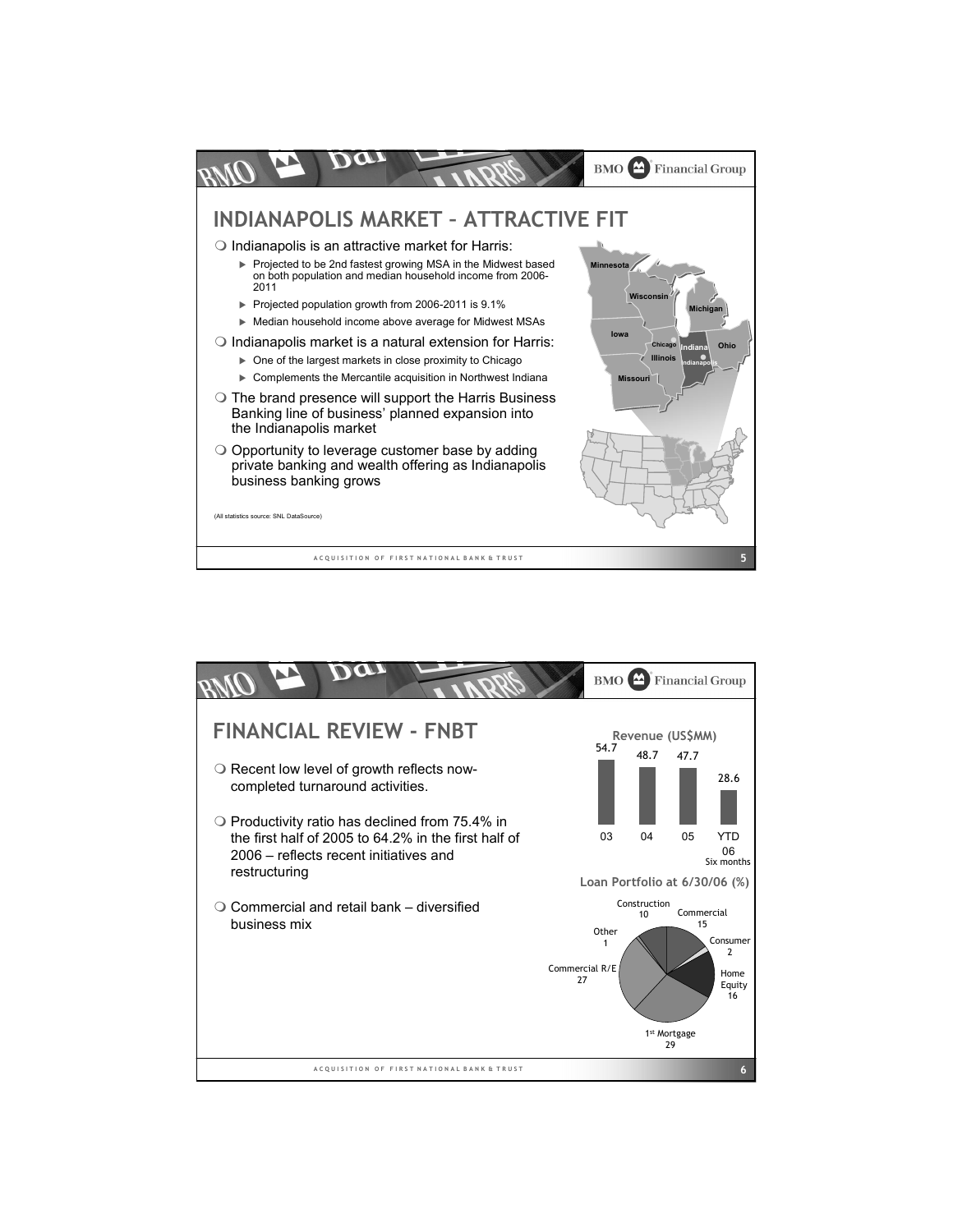## INDIANAPOLIS MARKET – ATTRACTIVE FIT

- Indianapolis is an attractive market for Harris:
  - Projected to be 2nd fastest growing MSA in the Midwest based on both population and median household income from 2006-2011
  - Projected population growth from 2006-2011 is 9.1%
  - Median household income above average for Midwest MSAs
- Indianapolis market is a natural extension for Harris:
  - One of the largest markets in close proximity to Chicago
  - Complements the Mercantile acquisition in Northwest Indiana
- The brand presence will support the Harris Business Banking line of business' planned expansion into the Indianapolis market
- Opportunity to leverage customer base by adding private banking and wealth offering as Indianapolis business banking grows

(All statistics source: SNL DataSource)

Minnesota, Wisconsin, Michigan, Iowa, Chicago, Indiana, Ohio, Illinois, Indianapolis, Missouri

## FINANCIAL REVIEW - FNBT

- Recent low level of growth reflects now-completed turnaround activities.
- Productivity ratio has declined from 75.4% in the first half of 2005 to 64.2% in the first half of 2006 – reflects recent initiatives and restructuring
- Commercial and retail bank – diversified business mix

**Revenue (US$MM)**

| 03 | 04 | 05 | YTD 06 (Six months) |
|---|---|---|---|
| 54.7 | 48.7 | 47.7 | 28.6 |

**Loan Portfolio at 6/30/06 (%)**

| Category | % |
|---|---|
| Construction | 10 |
| Commercial | 15 |
| Consumer | 2 |
| Home Equity | 16 |
| 1st Mortgage | 29 |
| Commercial R/E | 27 |
| Other | 1 |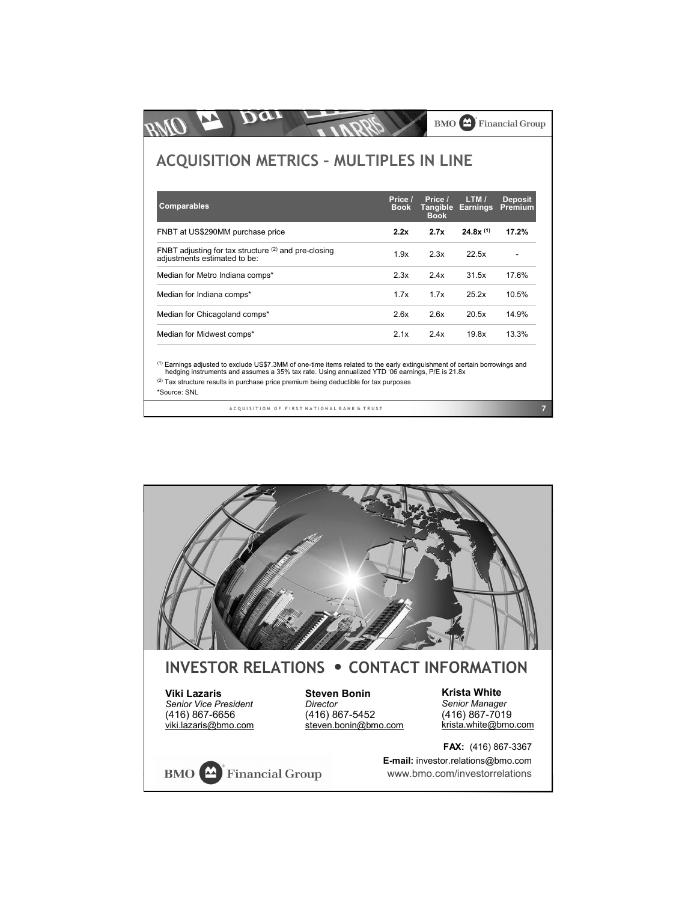## ACQUISITION METRICS – MULTIPLES IN LINE

| Comparables | Price / Book | Price / Tangible Book | LTM / Earnings | Deposit Premium |
|---|---|---|---|---|
| FNBT at US$290MM purchase price | **2.2x** | **2.7x** | **24.8x** [1] | **17.2%** |
| FNBT adjusting for tax structure [2] and pre-closing adjustments estimated to be: | 1.9x | 2.3x | 22.5x | - |
| Median for Metro Indiana comps* | 2.3x | 2.4x | 31.5x | 17.6% |
| Median for Indiana comps* | 1.7x | 1.7x | 25.2x | 10.5% |
| Median for Chicagoland comps* | 2.6x | 2.6x | 20.5x | 14.9% |
| Median for Midwest comps* | 2.1x | 2.4x | 19.8x | 13.3% |

(1) Earnings adjusted to exclude US$7.3MM of one-time items related to the early extinguishment of certain borrowings and hedging instruments and assumes a 35% tax rate. Using annualized YTD '06 earnings, P/E is 21.8x

(2) Tax structure results in purchase price premium being deductible for tax purposes

*Source: SNL

## INVESTOR RELATIONS • CONTACT INFORMATION

**Viki Lazaris**
*Senior Vice President*
(416) 867-6656
viki.lazaris@bmo.com

**Steven Bonin**
*Director*
(416) 867-5452
steven.bonin@bmo.com

**Krista White**
*Senior Manager*
(416) 867-7019
krista.white@bmo.com

**FAX:** (416) 867-3367
**E-mail:** investor.relations@bmo.com
www.bmo.com/investorrelations

BMO Financial Group